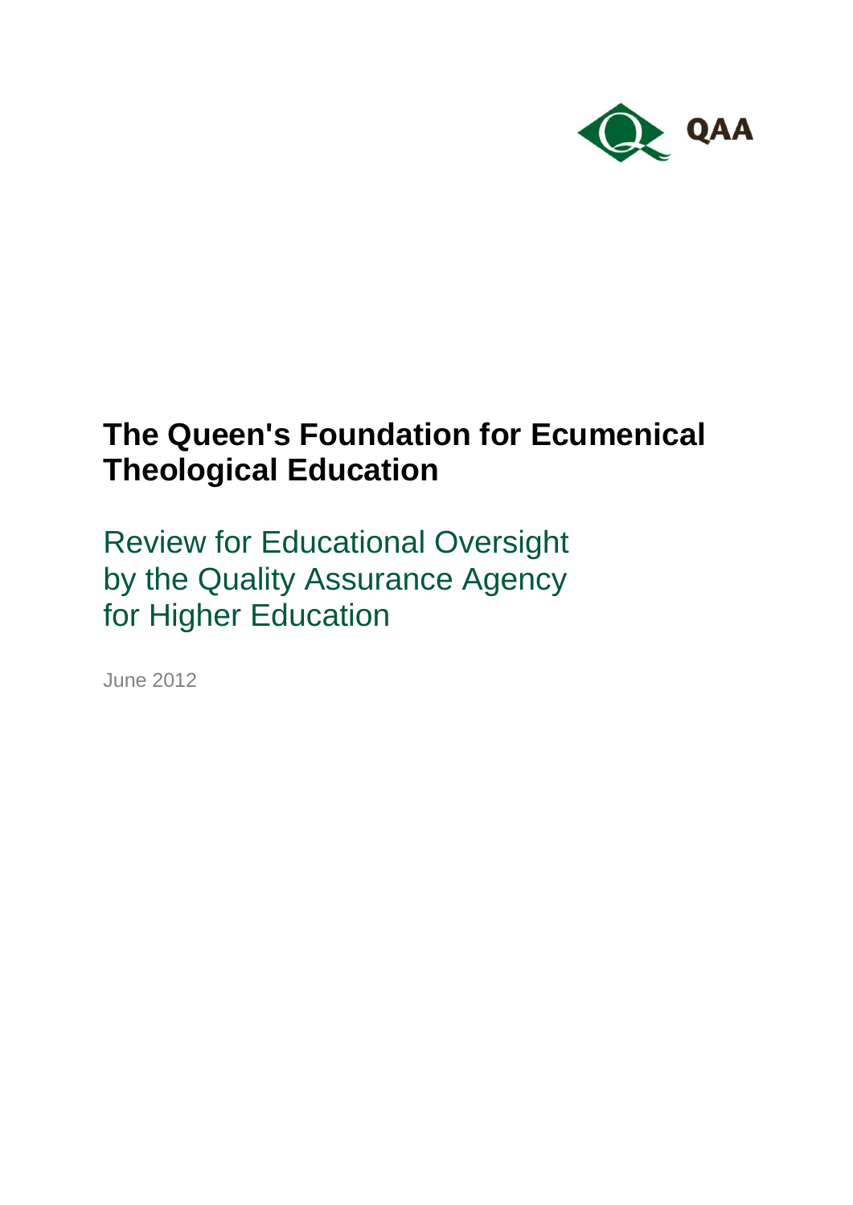QAA

# The Queen's Foundation for Ecumenical Theological Education

## Review for Educational Oversight by the Quality Assurance Agency for Higher Education

June 2012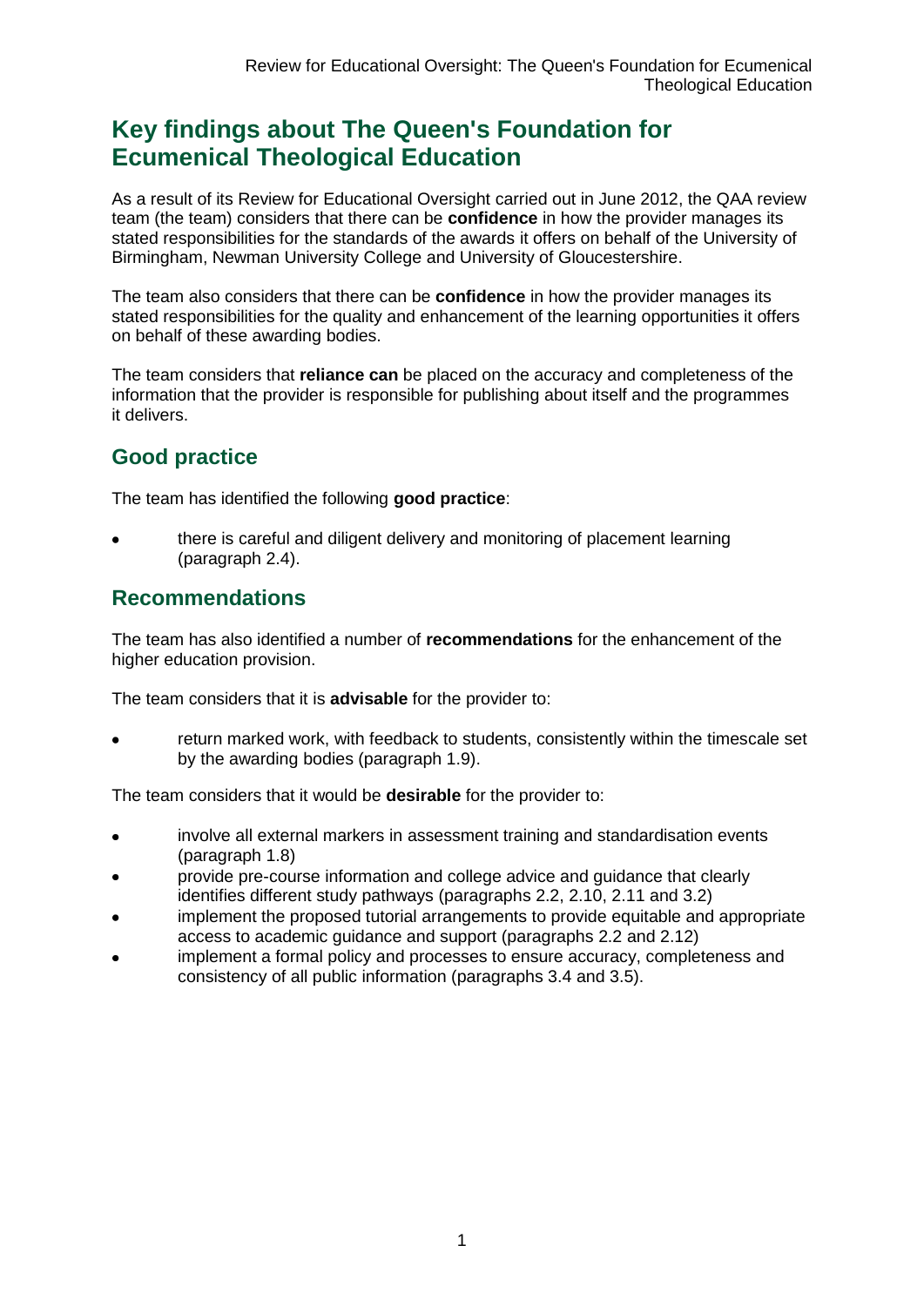# Key findings about The Queen's Foundation for Ecumenical Theological Education

As a result of its Review for Educational Oversight carried out in June 2012, the QAA review team (the team) considers that there can be **confidence** in how the provider manages its stated responsibilities for the standards of the awards it offers on behalf of the University of Birmingham, Newman University College and University of Gloucestershire.

The team also considers that there can be **confidence** in how the provider manages its stated responsibilities for the quality and enhancement of the learning opportunities it offers on behalf of these awarding bodies.

The team considers that **reliance can** be placed on the accuracy and completeness of the information that the provider is responsible for publishing about itself and the programmes it delivers.

## Good practice

The team has identified the following **good practice**:

- there is careful and diligent delivery and monitoring of placement learning (paragraph 2.4).

## Recommendations

The team has also identified a number of **recommendations** for the enhancement of the higher education provision.

The team considers that it is **advisable** for the provider to:

- return marked work, with feedback to students, consistently within the timescale set by the awarding bodies (paragraph 1.9).

The team considers that it would be **desirable** for the provider to:

- involve all external markers in assessment training and standardisation events (paragraph 1.8)
- provide pre-course information and college advice and guidance that clearly identifies different study pathways (paragraphs 2.2, 2.10, 2.11 and 3.2)
- implement the proposed tutorial arrangements to provide equitable and appropriate access to academic guidance and support (paragraphs 2.2 and 2.12)
- implement a formal policy and processes to ensure accuracy, completeness and consistency of all public information (paragraphs 3.4 and 3.5).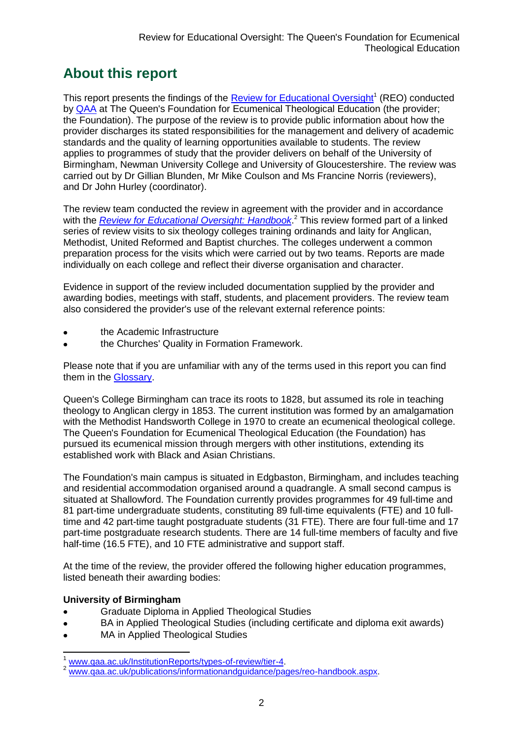# About this report

This report presents the findings of the [Review for Educational Oversight](www.qaa.ac.uk/InstitutionReports/types-of-review/tier-4)[1] (REO) conducted by QAA at The Queen's Foundation for Ecumenical Theological Education (the provider; the Foundation). The purpose of the review is to provide public information about how the provider discharges its stated responsibilities for the management and delivery of academic standards and the quality of learning opportunities available to students. The review applies to programmes of study that the provider delivers on behalf of the University of Birmingham, Newman University College and University of Gloucestershire. The review was carried out by Dr Gillian Blunden, Mr Mike Coulson and Ms Francine Norris (reviewers), and Dr John Hurley (coordinator).

The review team conducted the review in agreement with the provider and in accordance with the *[Review for Educational Oversight: Handbook](www.qaa.ac.uk/publications/informationandguidance/pages/reo-handbook.aspx)*.[2] This review formed part of a linked series of review visits to six theology colleges training ordinands and laity for Anglican, Methodist, United Reformed and Baptist churches. The colleges underwent a common preparation process for the visits which were carried out by two teams. Reports are made individually on each college and reflect their diverse organisation and character.

Evidence in support of the review included documentation supplied by the provider and awarding bodies, meetings with staff, students, and placement providers. The review team also considered the provider's use of the relevant external reference points:

- the Academic Infrastructure
- the Churches' Quality in Formation Framework.

Please note that if you are unfamiliar with any of the terms used in this report you can find them in the Glossary.

Queen's College Birmingham can trace its roots to 1828, but assumed its role in teaching theology to Anglican clergy in 1853. The current institution was formed by an amalgamation with the Methodist Handsworth College in 1970 to create an ecumenical theological college. The Queen's Foundation for Ecumenical Theological Education (the Foundation) has pursued its ecumenical mission through mergers with other institutions, extending its established work with Black and Asian Christians.

The Foundation's main campus is situated in Edgbaston, Birmingham, and includes teaching and residential accommodation organised around a quadrangle. A small second campus is situated at Shallowford. The Foundation currently provides programmes for 49 full-time and 81 part-time undergraduate students, constituting 89 full-time equivalents (FTE) and 10 full-time and 42 part-time taught postgraduate students (31 FTE). There are four full-time and 17 part-time postgraduate research students. There are 14 full-time members of faculty and five half-time (16.5 FTE), and 10 FTE administrative and support staff.

At the time of the review, the provider offered the following higher education programmes, listed beneath their awarding bodies:

**University of Birmingham**

- Graduate Diploma in Applied Theological Studies
- BA in Applied Theological Studies (including certificate and diploma exit awards)
- MA in Applied Theological Studies

[1] www.qaa.ac.uk/InstitutionReports/types-of-review/tier-4.

[2] www.qaa.ac.uk/publications/informationandguidance/pages/reo-handbook.aspx.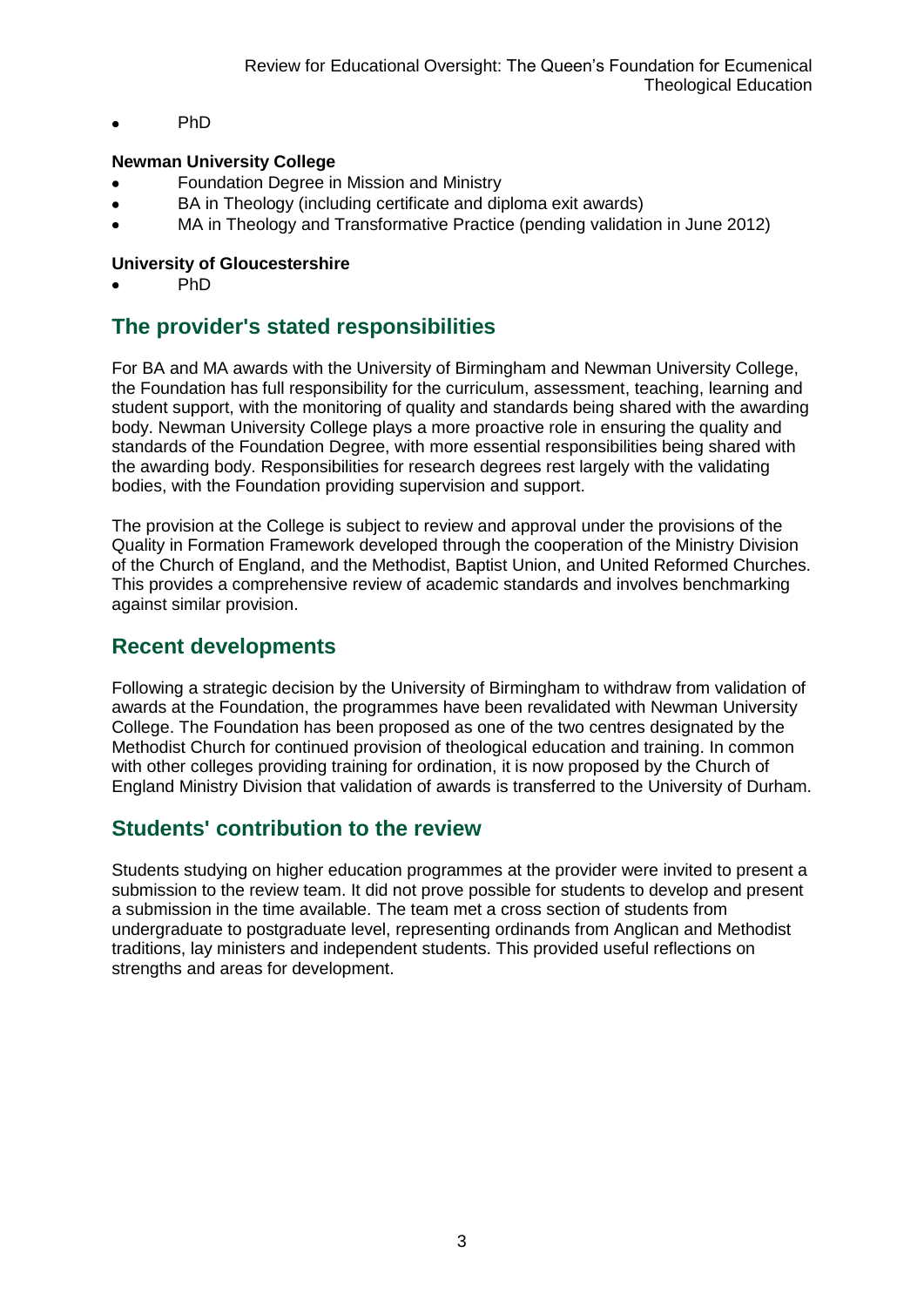- PhD

**Newman University College**
- Foundation Degree in Mission and Ministry
- BA in Theology (including certificate and diploma exit awards)
- MA in Theology and Transformative Practice (pending validation in June 2012)

**University of Gloucestershire**
- PhD

## The provider's stated responsibilities

For BA and MA awards with the University of Birmingham and Newman University College, the Foundation has full responsibility for the curriculum, assessment, teaching, learning and student support, with the monitoring of quality and standards being shared with the awarding body. Newman University College plays a more proactive role in ensuring the quality and standards of the Foundation Degree, with more essential responsibilities being shared with the awarding body. Responsibilities for research degrees rest largely with the validating bodies, with the Foundation providing supervision and support.

The provision at the College is subject to review and approval under the provisions of the Quality in Formation Framework developed through the cooperation of the Ministry Division of the Church of England, and the Methodist, Baptist Union, and United Reformed Churches. This provides a comprehensive review of academic standards and involves benchmarking against similar provision.

## Recent developments

Following a strategic decision by the University of Birmingham to withdraw from validation of awards at the Foundation, the programmes have been revalidated with Newman University College. The Foundation has been proposed as one of the two centres designated by the Methodist Church for continued provision of theological education and training. In common with other colleges providing training for ordination, it is now proposed by the Church of England Ministry Division that validation of awards is transferred to the University of Durham.

## Students' contribution to the review

Students studying on higher education programmes at the provider were invited to present a submission to the review team. It did not prove possible for students to develop and present a submission in the time available. The team met a cross section of students from undergraduate to postgraduate level, representing ordinands from Anglican and Methodist traditions, lay ministers and independent students. This provided useful reflections on strengths and areas for development.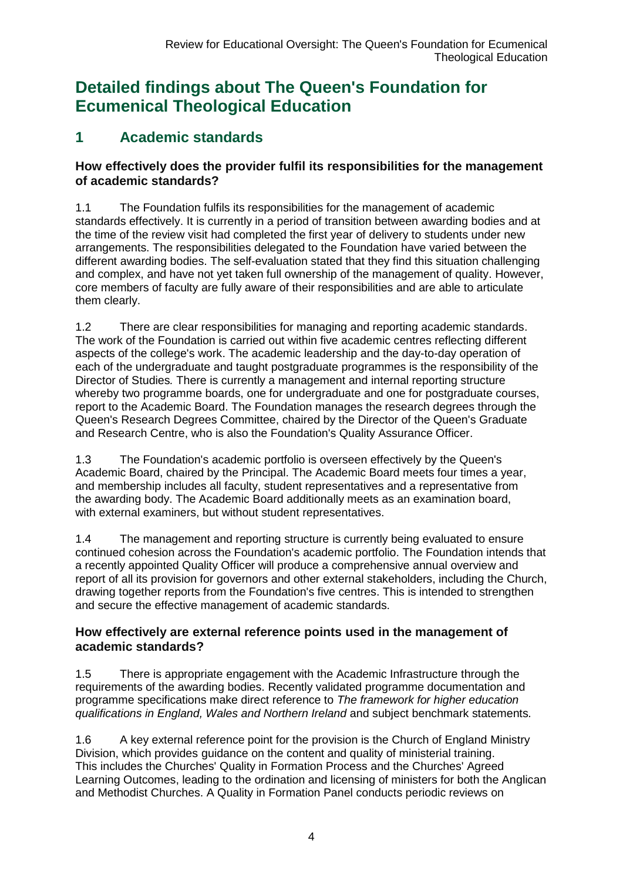# Detailed findings about The Queen's Foundation for Ecumenical Theological Education

## 1 Academic standards

### How effectively does the provider fulfil its responsibilities for the management of academic standards?

1.1 The Foundation fulfils its responsibilities for the management of academic standards effectively. It is currently in a period of transition between awarding bodies and at the time of the review visit had completed the first year of delivery to students under new arrangements. The responsibilities delegated to the Foundation have varied between the different awarding bodies. The self-evaluation stated that they find this situation challenging and complex, and have not yet taken full ownership of the management of quality. However, core members of faculty are fully aware of their responsibilities and are able to articulate them clearly.

1.2 There are clear responsibilities for managing and reporting academic standards. The work of the Foundation is carried out within five academic centres reflecting different aspects of the college's work. The academic leadership and the day-to-day operation of each of the undergraduate and taught postgraduate programmes is the responsibility of the Director of Studies. There is currently a management and internal reporting structure whereby two programme boards, one for undergraduate and one for postgraduate courses, report to the Academic Board. The Foundation manages the research degrees through the Queen's Research Degrees Committee, chaired by the Director of the Queen's Graduate and Research Centre, who is also the Foundation's Quality Assurance Officer.

1.3 The Foundation's academic portfolio is overseen effectively by the Queen's Academic Board, chaired by the Principal. The Academic Board meets four times a year, and membership includes all faculty, student representatives and a representative from the awarding body. The Academic Board additionally meets as an examination board, with external examiners, but without student representatives.

1.4 The management and reporting structure is currently being evaluated to ensure continued cohesion across the Foundation's academic portfolio. The Foundation intends that a recently appointed Quality Officer will produce a comprehensive annual overview and report of all its provision for governors and other external stakeholders, including the Church, drawing together reports from the Foundation's five centres. This is intended to strengthen and secure the effective management of academic standards.

### How effectively are external reference points used in the management of academic standards?

1.5 There is appropriate engagement with the Academic Infrastructure through the requirements of the awarding bodies. Recently validated programme documentation and programme specifications make direct reference to *The framework for higher education qualifications in England, Wales and Northern Ireland* and subject benchmark statements.

1.6 A key external reference point for the provision is the Church of England Ministry Division, which provides guidance on the content and quality of ministerial training. This includes the Churches' Quality in Formation Process and the Churches' Agreed Learning Outcomes, leading to the ordination and licensing of ministers for both the Anglican and Methodist Churches. A Quality in Formation Panel conducts periodic reviews on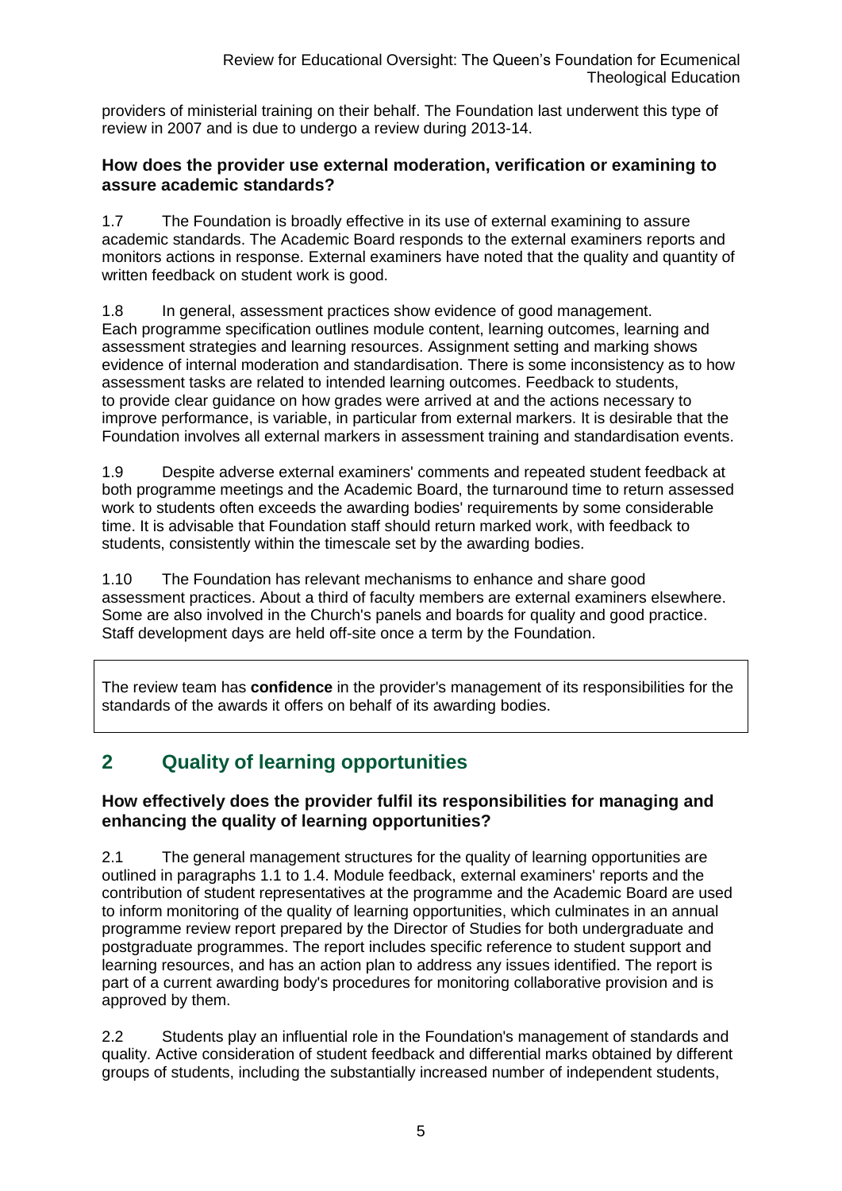providers of ministerial training on their behalf. The Foundation last underwent this type of review in 2007 and is due to undergo a review during 2013-14.

### How does the provider use external moderation, verification or examining to assure academic standards?

1.7 The Foundation is broadly effective in its use of external examining to assure academic standards. The Academic Board responds to the external examiners reports and monitors actions in response. External examiners have noted that the quality and quantity of written feedback on student work is good.

1.8 In general, assessment practices show evidence of good management. Each programme specification outlines module content, learning outcomes, learning and assessment strategies and learning resources. Assignment setting and marking shows evidence of internal moderation and standardisation. There is some inconsistency as to how assessment tasks are related to intended learning outcomes. Feedback to students, to provide clear guidance on how grades were arrived at and the actions necessary to improve performance, is variable, in particular from external markers. It is desirable that the Foundation involves all external markers in assessment training and standardisation events.

1.9 Despite adverse external examiners' comments and repeated student feedback at both programme meetings and the Academic Board, the turnaround time to return assessed work to students often exceeds the awarding bodies' requirements by some considerable time. It is advisable that Foundation staff should return marked work, with feedback to students, consistently within the timescale set by the awarding bodies.

1.10 The Foundation has relevant mechanisms to enhance and share good assessment practices. About a third of faculty members are external examiners elsewhere. Some are also involved in the Church's panels and boards for quality and good practice. Staff development days are held off-site once a term by the Foundation.

The review team has **confidence** in the provider's management of its responsibilities for the standards of the awards it offers on behalf of its awarding bodies.

## 2 Quality of learning opportunities

### How effectively does the provider fulfil its responsibilities for managing and enhancing the quality of learning opportunities?

2.1 The general management structures for the quality of learning opportunities are outlined in paragraphs 1.1 to 1.4. Module feedback, external examiners' reports and the contribution of student representatives at the programme and the Academic Board are used to inform monitoring of the quality of learning opportunities, which culminates in an annual programme review report prepared by the Director of Studies for both undergraduate and postgraduate programmes. The report includes specific reference to student support and learning resources, and has an action plan to address any issues identified. The report is part of a current awarding body's procedures for monitoring collaborative provision and is approved by them.

2.2 Students play an influential role in the Foundation's management of standards and quality. Active consideration of student feedback and differential marks obtained by different groups of students, including the substantially increased number of independent students,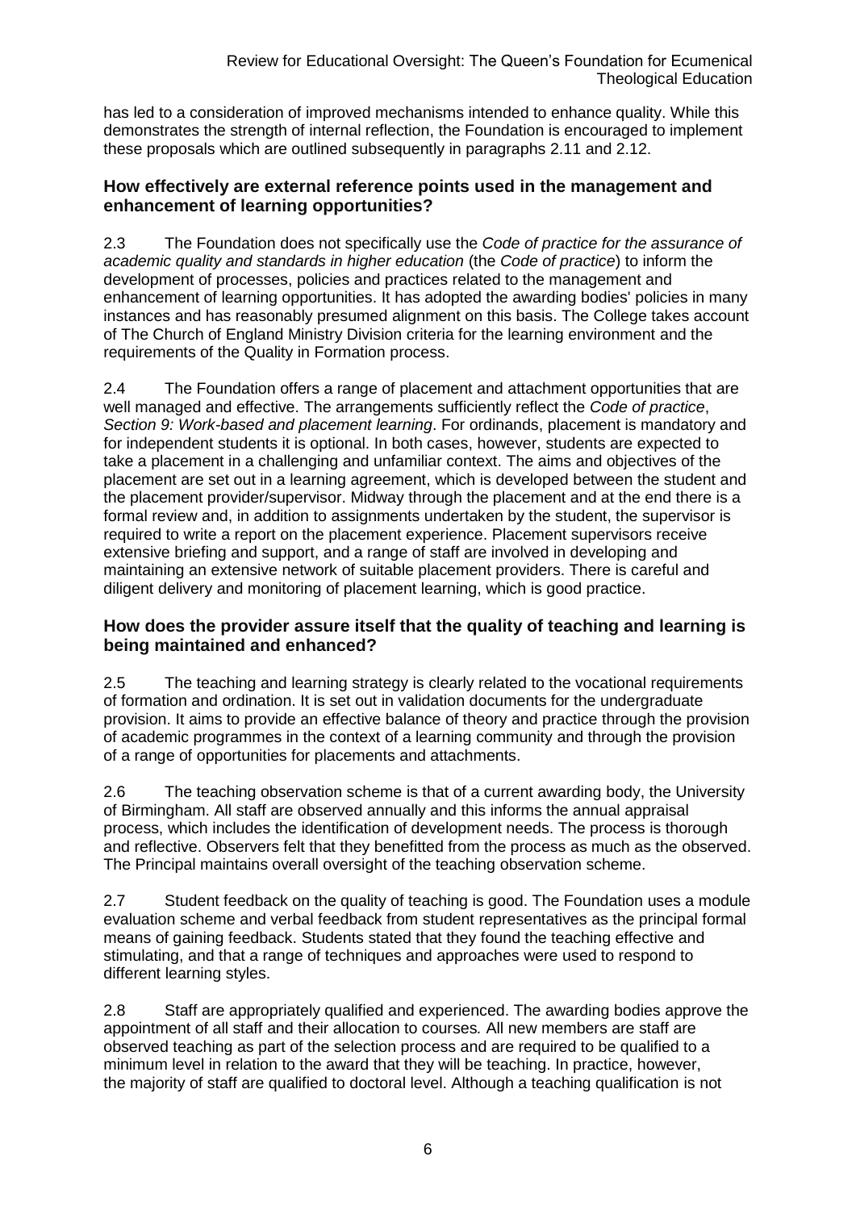has led to a consideration of improved mechanisms intended to enhance quality. While this demonstrates the strength of internal reflection, the Foundation is encouraged to implement these proposals which are outlined subsequently in paragraphs 2.11 and 2.12.

### How effectively are external reference points used in the management and enhancement of learning opportunities?

2.3 The Foundation does not specifically use the *Code of practice for the assurance of academic quality and standards in higher education* (the *Code of practice*) to inform the development of processes, policies and practices related to the management and enhancement of learning opportunities. It has adopted the awarding bodies' policies in many instances and has reasonably presumed alignment on this basis. The College takes account of The Church of England Ministry Division criteria for the learning environment and the requirements of the Quality in Formation process.

2.4 The Foundation offers a range of placement and attachment opportunities that are well managed and effective. The arrangements sufficiently reflect the *Code of practice*, *Section 9: Work-based and placement learning*. For ordinands, placement is mandatory and for independent students it is optional. In both cases, however, students are expected to take a placement in a challenging and unfamiliar context. The aims and objectives of the placement are set out in a learning agreement, which is developed between the student and the placement provider/supervisor. Midway through the placement and at the end there is a formal review and, in addition to assignments undertaken by the student, the supervisor is required to write a report on the placement experience. Placement supervisors receive extensive briefing and support, and a range of staff are involved in developing and maintaining an extensive network of suitable placement providers. There is careful and diligent delivery and monitoring of placement learning, which is good practice.

### How does the provider assure itself that the quality of teaching and learning is being maintained and enhanced?

2.5 The teaching and learning strategy is clearly related to the vocational requirements of formation and ordination. It is set out in validation documents for the undergraduate provision. It aims to provide an effective balance of theory and practice through the provision of academic programmes in the context of a learning community and through the provision of a range of opportunities for placements and attachments.

2.6 The teaching observation scheme is that of a current awarding body, the University of Birmingham. All staff are observed annually and this informs the annual appraisal process, which includes the identification of development needs. The process is thorough and reflective. Observers felt that they benefitted from the process as much as the observed. The Principal maintains overall oversight of the teaching observation scheme.

2.7 Student feedback on the quality of teaching is good. The Foundation uses a module evaluation scheme and verbal feedback from student representatives as the principal formal means of gaining feedback. Students stated that they found the teaching effective and stimulating, and that a range of techniques and approaches were used to respond to different learning styles.

2.8 Staff are appropriately qualified and experienced. The awarding bodies approve the appointment of all staff and their allocation to courses*.* All new members are staff are observed teaching as part of the selection process and are required to be qualified to a minimum level in relation to the award that they will be teaching. In practice, however, the majority of staff are qualified to doctoral level. Although a teaching qualification is not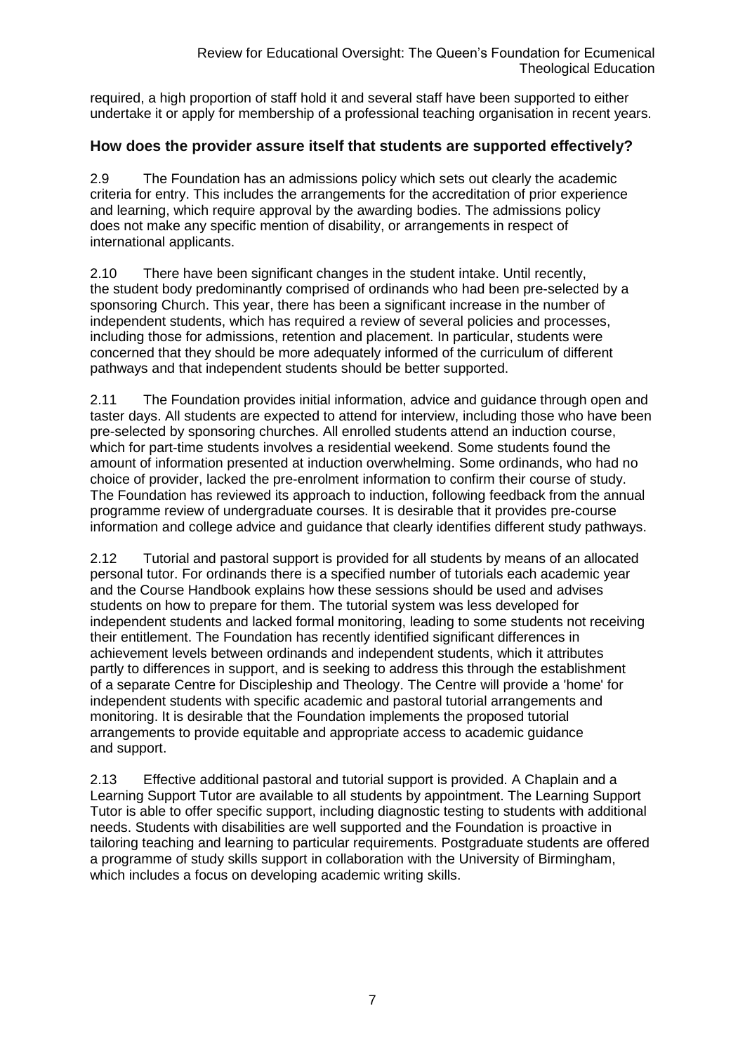required, a high proportion of staff hold it and several staff have been supported to either undertake it or apply for membership of a professional teaching organisation in recent years.

## How does the provider assure itself that students are supported effectively?

2.9 The Foundation has an admissions policy which sets out clearly the academic criteria for entry. This includes the arrangements for the accreditation of prior experience and learning, which require approval by the awarding bodies. The admissions policy does not make any specific mention of disability, or arrangements in respect of international applicants.

2.10 There have been significant changes in the student intake. Until recently, the student body predominantly comprised of ordinands who had been pre-selected by a sponsoring Church. This year, there has been a significant increase in the number of independent students, which has required a review of several policies and processes, including those for admissions, retention and placement. In particular, students were concerned that they should be more adequately informed of the curriculum of different pathways and that independent students should be better supported.

2.11 The Foundation provides initial information, advice and guidance through open and taster days. All students are expected to attend for interview, including those who have been pre-selected by sponsoring churches. All enrolled students attend an induction course, which for part-time students involves a residential weekend. Some students found the amount of information presented at induction overwhelming. Some ordinands, who had no choice of provider, lacked the pre-enrolment information to confirm their course of study. The Foundation has reviewed its approach to induction, following feedback from the annual programme review of undergraduate courses. It is desirable that it provides pre-course information and college advice and guidance that clearly identifies different study pathways.

2.12 Tutorial and pastoral support is provided for all students by means of an allocated personal tutor. For ordinands there is a specified number of tutorials each academic year and the Course Handbook explains how these sessions should be used and advises students on how to prepare for them. The tutorial system was less developed for independent students and lacked formal monitoring, leading to some students not receiving their entitlement. The Foundation has recently identified significant differences in achievement levels between ordinands and independent students, which it attributes partly to differences in support, and is seeking to address this through the establishment of a separate Centre for Discipleship and Theology. The Centre will provide a 'home' for independent students with specific academic and pastoral tutorial arrangements and monitoring. It is desirable that the Foundation implements the proposed tutorial arrangements to provide equitable and appropriate access to academic guidance and support.

2.13 Effective additional pastoral and tutorial support is provided. A Chaplain and a Learning Support Tutor are available to all students by appointment. The Learning Support Tutor is able to offer specific support, including diagnostic testing to students with additional needs. Students with disabilities are well supported and the Foundation is proactive in tailoring teaching and learning to particular requirements. Postgraduate students are offered a programme of study skills support in collaboration with the University of Birmingham, which includes a focus on developing academic writing skills.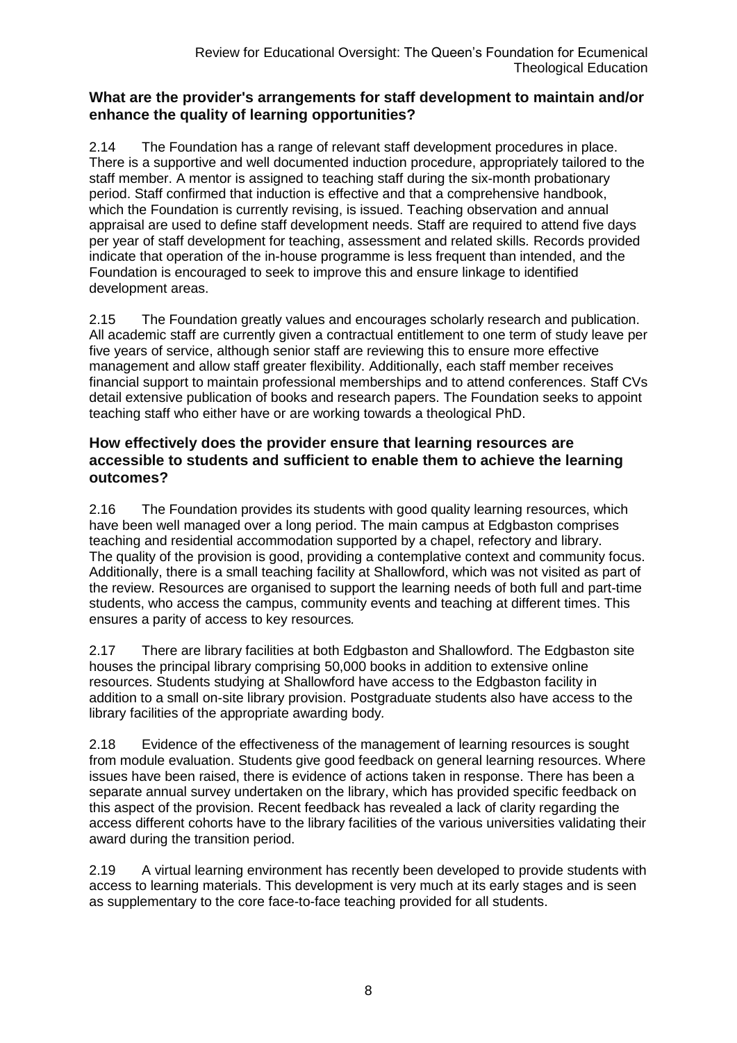### What are the provider's arrangements for staff development to maintain and/or enhance the quality of learning opportunities?

2.14 The Foundation has a range of relevant staff development procedures in place. There is a supportive and well documented induction procedure, appropriately tailored to the staff member. A mentor is assigned to teaching staff during the six-month probationary period. Staff confirmed that induction is effective and that a comprehensive handbook, which the Foundation is currently revising, is issued. Teaching observation and annual appraisal are used to define staff development needs. Staff are required to attend five days per year of staff development for teaching, assessment and related skills. Records provided indicate that operation of the in-house programme is less frequent than intended, and the Foundation is encouraged to seek to improve this and ensure linkage to identified development areas.

2.15 The Foundation greatly values and encourages scholarly research and publication. All academic staff are currently given a contractual entitlement to one term of study leave per five years of service, although senior staff are reviewing this to ensure more effective management and allow staff greater flexibility. Additionally, each staff member receives financial support to maintain professional memberships and to attend conferences. Staff CVs detail extensive publication of books and research papers. The Foundation seeks to appoint teaching staff who either have or are working towards a theological PhD.

### How effectively does the provider ensure that learning resources are accessible to students and sufficient to enable them to achieve the learning outcomes?

2.16 The Foundation provides its students with good quality learning resources, which have been well managed over a long period. The main campus at Edgbaston comprises teaching and residential accommodation supported by a chapel, refectory and library. The quality of the provision is good, providing a contemplative context and community focus. Additionally, there is a small teaching facility at Shallowford, which was not visited as part of the review. Resources are organised to support the learning needs of both full and part-time students, who access the campus, community events and teaching at different times. This ensures a parity of access to key resources.

2.17 There are library facilities at both Edgbaston and Shallowford. The Edgbaston site houses the principal library comprising 50,000 books in addition to extensive online resources. Students studying at Shallowford have access to the Edgbaston facility in addition to a small on-site library provision. Postgraduate students also have access to the library facilities of the appropriate awarding body.

2.18 Evidence of the effectiveness of the management of learning resources is sought from module evaluation. Students give good feedback on general learning resources. Where issues have been raised, there is evidence of actions taken in response. There has been a separate annual survey undertaken on the library, which has provided specific feedback on this aspect of the provision. Recent feedback has revealed a lack of clarity regarding the access different cohorts have to the library facilities of the various universities validating their award during the transition period.

2.19 A virtual learning environment has recently been developed to provide students with access to learning materials. This development is very much at its early stages and is seen as supplementary to the core face-to-face teaching provided for all students.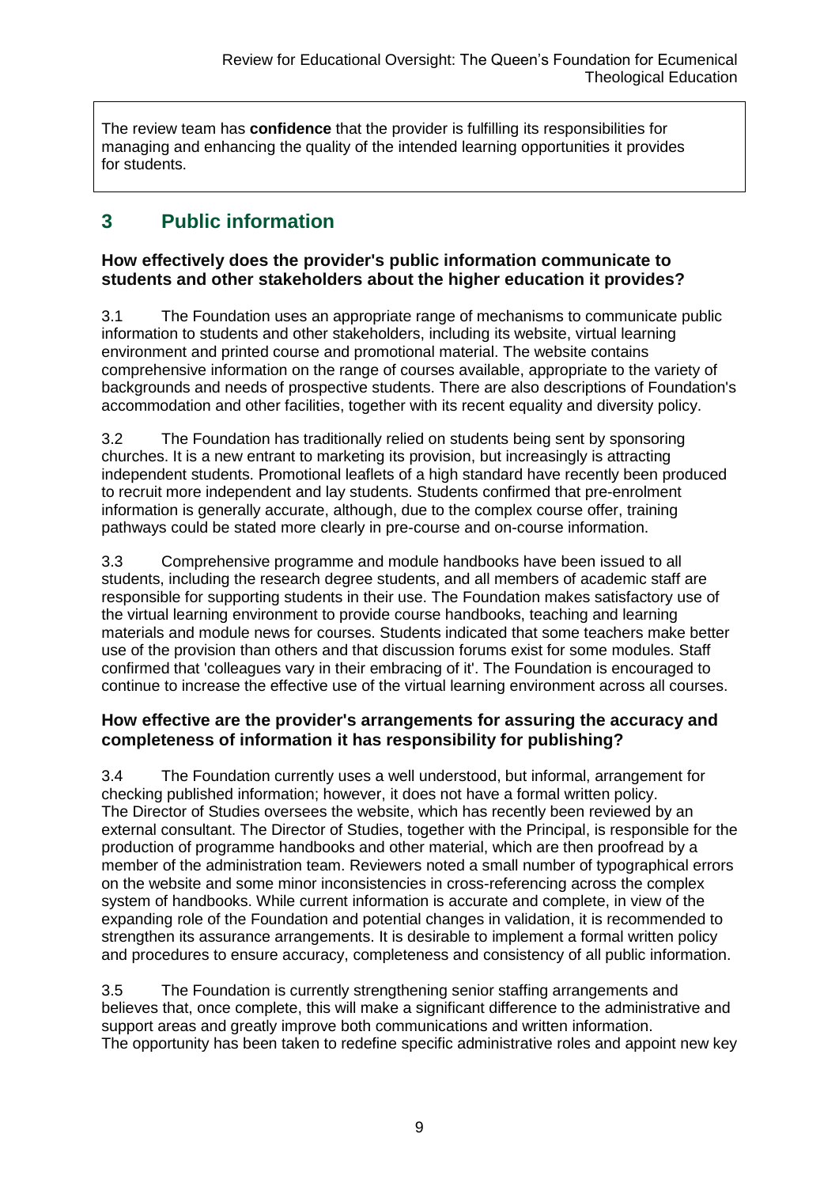The review team has **confidence** that the provider is fulfilling its responsibilities for managing and enhancing the quality of the intended learning opportunities it provides for students.

## 3 Public information

### How effectively does the provider's public information communicate to students and other stakeholders about the higher education it provides?

3.1 The Foundation uses an appropriate range of mechanisms to communicate public information to students and other stakeholders, including its website, virtual learning environment and printed course and promotional material. The website contains comprehensive information on the range of courses available, appropriate to the variety of backgrounds and needs of prospective students. There are also descriptions of Foundation's accommodation and other facilities, together with its recent equality and diversity policy.

3.2 The Foundation has traditionally relied on students being sent by sponsoring churches. It is a new entrant to marketing its provision, but increasingly is attracting independent students. Promotional leaflets of a high standard have recently been produced to recruit more independent and lay students. Students confirmed that pre-enrolment information is generally accurate, although, due to the complex course offer, training pathways could be stated more clearly in pre-course and on-course information.

3.3 Comprehensive programme and module handbooks have been issued to all students, including the research degree students, and all members of academic staff are responsible for supporting students in their use. The Foundation makes satisfactory use of the virtual learning environment to provide course handbooks, teaching and learning materials and module news for courses. Students indicated that some teachers make better use of the provision than others and that discussion forums exist for some modules. Staff confirmed that 'colleagues vary in their embracing of it'. The Foundation is encouraged to continue to increase the effective use of the virtual learning environment across all courses.

### How effective are the provider's arrangements for assuring the accuracy and completeness of information it has responsibility for publishing?

3.4 The Foundation currently uses a well understood, but informal, arrangement for checking published information; however, it does not have a formal written policy. The Director of Studies oversees the website, which has recently been reviewed by an external consultant. The Director of Studies, together with the Principal, is responsible for the production of programme handbooks and other material, which are then proofread by a member of the administration team. Reviewers noted a small number of typographical errors on the website and some minor inconsistencies in cross-referencing across the complex system of handbooks. While current information is accurate and complete, in view of the expanding role of the Foundation and potential changes in validation, it is recommended to strengthen its assurance arrangements. It is desirable to implement a formal written policy and procedures to ensure accuracy, completeness and consistency of all public information.

3.5 The Foundation is currently strengthening senior staffing arrangements and believes that, once complete, this will make a significant difference to the administrative and support areas and greatly improve both communications and written information. The opportunity has been taken to redefine specific administrative roles and appoint new key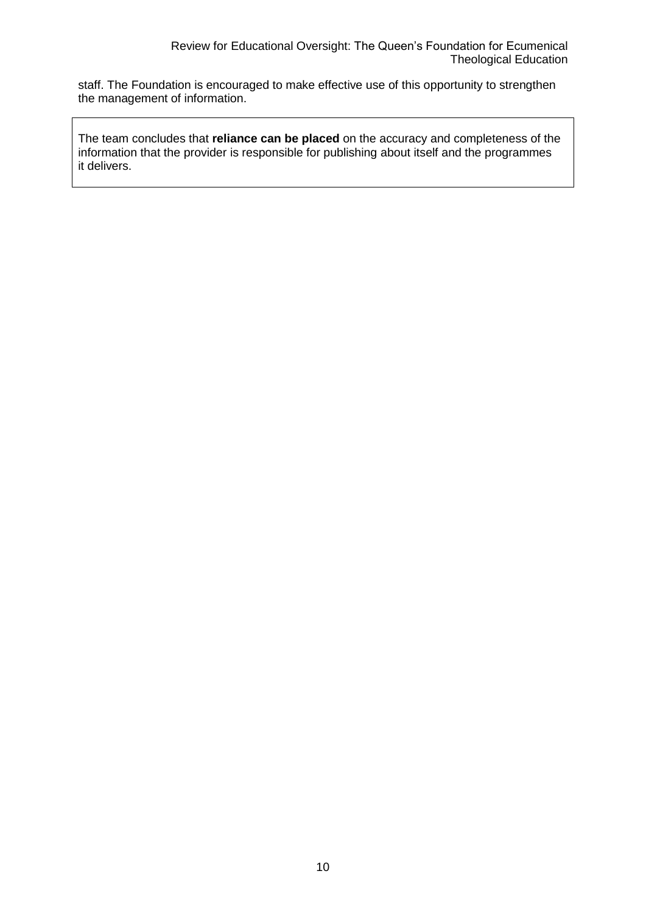staff. The Foundation is encouraged to make effective use of this opportunity to strengthen the management of information.

The team concludes that **reliance can be placed** on the accuracy and completeness of the information that the provider is responsible for publishing about itself and the programmes it delivers.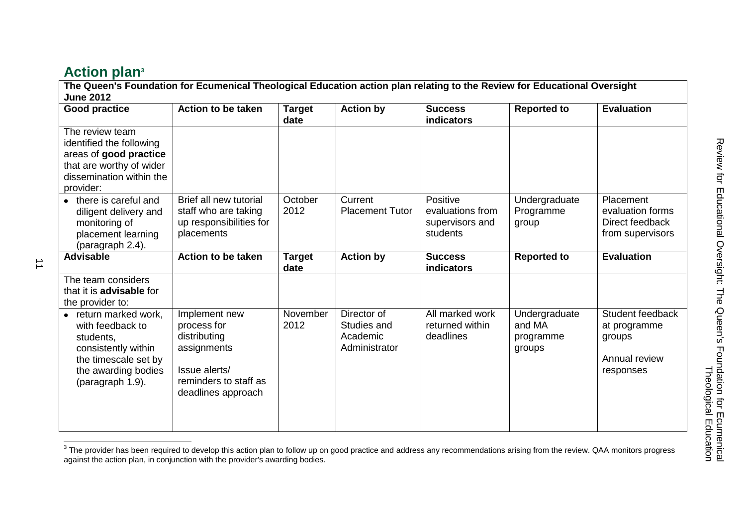## Action plan[3]

| The Queen's Foundation for Ecumenical Theological Education action plan relating to the Review for Educational Oversight June 2012 | | | | | | |
|---|---|---|---|---|---|---|
| **Good practice** | **Action to be taken** | **Target date** | **Action by** | **Success indicators** | **Reported to** | **Evaluation** |
| The review team identified the following areas of **good practice** that are worthy of wider dissemination within the provider: | | | | | | |
| • there is careful and diligent delivery and monitoring of placement learning (paragraph 2.4). | Brief all new tutorial staff who are taking up responsibilities for placements | October 2012 | Current Placement Tutor | Positive evaluations from supervisors and students | Undergraduate Programme group | Placement evaluation forms Direct feedback from supervisors |
| **Advisable** | **Action to be taken** | **Target date** | **Action by** | **Success indicators** | **Reported to** | **Evaluation** |
| The team considers that it is **advisable** for the provider to: | | | | | | |
| • return marked work, with feedback to students, consistently within the timescale set by the awarding bodies (paragraph 1.9). | Implement new process for distributing assignments<br><br>Issue alerts/ reminders to staff as deadlines approach | November 2012 | Director of Studies and Academic Administrator | All marked work returned within deadlines | Undergraduate and MA programme groups | Student feedback at programme groups<br><br>Annual review responses |

[3] The provider has been required to develop this action plan to follow up on good practice and address any recommendations arising from the review. QAA monitors progress against the action plan, in conjunction with the provider's awarding bodies.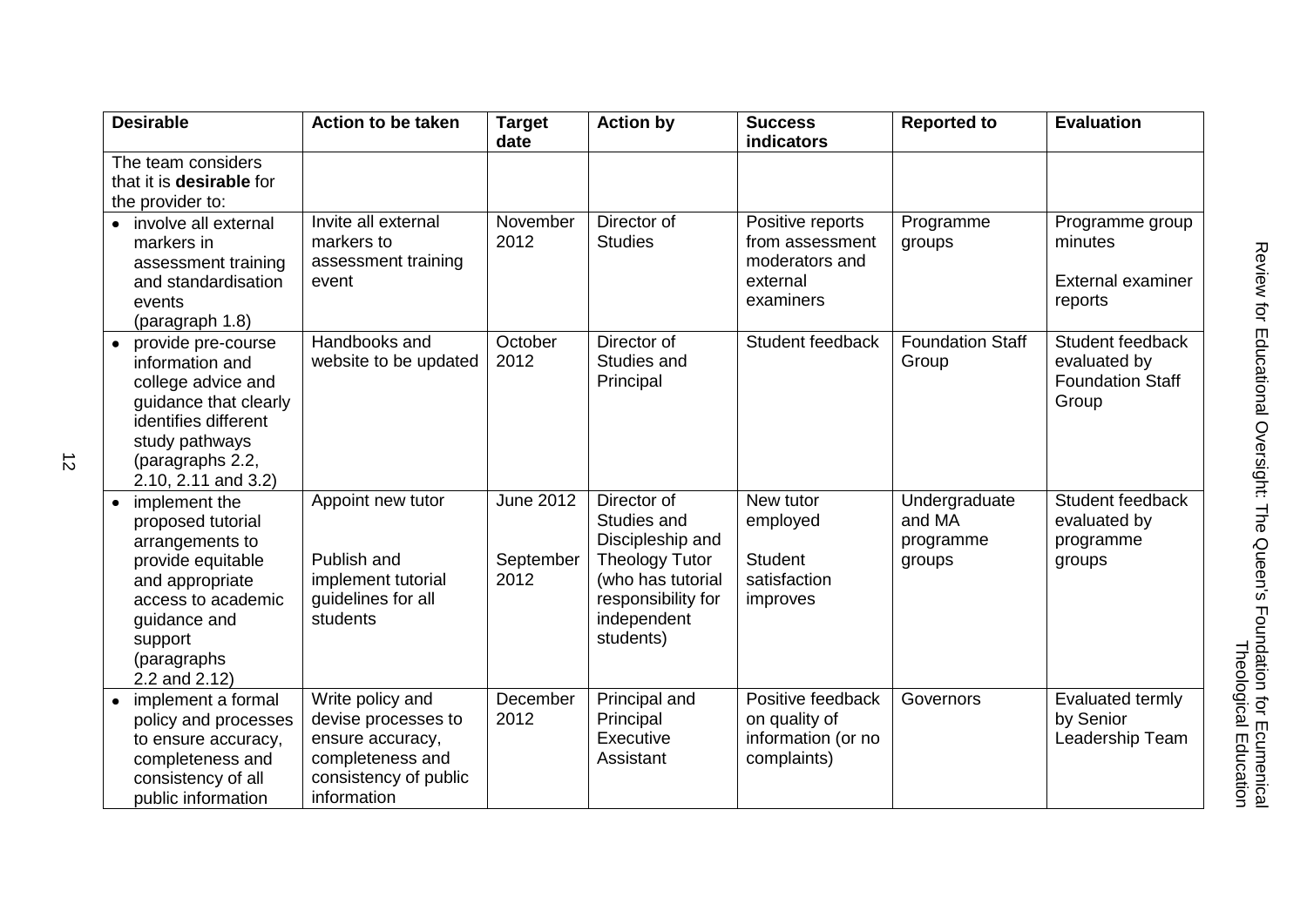| Desirable | Action to be taken | Target date | Action by | Success indicators | Reported to | Evaluation |
|---|---|---|---|---|---|---|
| The team considers that it is **desirable** for the provider to: | | | | | | |
| • involve all external markers in assessment training and standardisation events (paragraph 1.8) | Invite all external markers to assessment training event | November 2012 | Director of Studies | Positive reports from assessment moderators and external examiners | Programme groups | Programme group minutes<br><br>External examiner reports |
| • provide pre-course information and college advice and guidance that clearly identifies different study pathways (paragraphs 2.2, 2.10, 2.11 and 3.2) | Handbooks and website to be updated | October 2012 | Director of Studies and Principal | Student feedback | Foundation Staff Group | Student feedback evaluated by Foundation Staff Group |
| • implement the proposed tutorial arrangements to provide equitable and appropriate access to academic guidance and support (paragraphs 2.2 and 2.12) | Appoint new tutor<br><br>Publish and implement tutorial guidelines for all students | June 2012<br><br>September 2012 | Director of Studies and Discipleship and Theology Tutor (who has tutorial responsibility for independent students) | New tutor employed<br><br>Student satisfaction improves | Undergraduate and MA programme groups | Student feedback evaluated by programme groups |
| • implement a formal policy and processes to ensure accuracy, completeness and consistency of all public information | Write policy and devise processes to ensure accuracy, completeness and consistency of public information | December 2012 | Principal and Principal Executive Assistant | Positive feedback on quality of information (or no complaints) | Governors | Evaluated termly by Senior Leadership Team |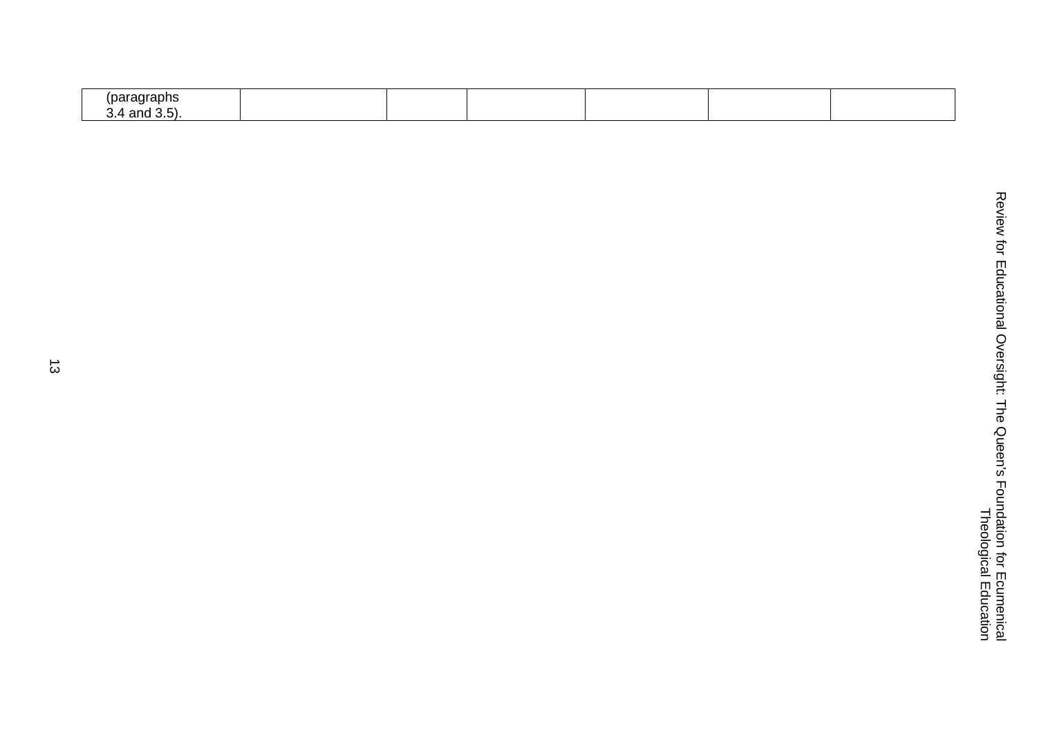| (paragraphs 3.4 and 3.5). | | | | | | |
|---|---|---|---|---|---|---|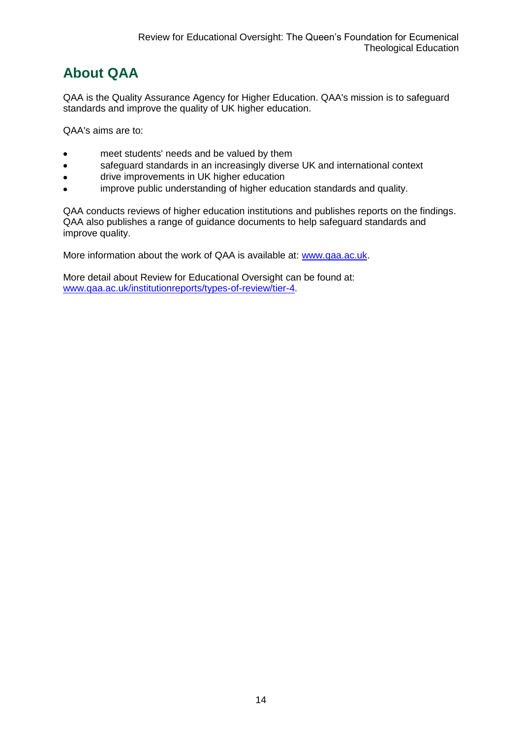## About QAA

QAA is the Quality Assurance Agency for Higher Education. QAA's mission is to safeguard standards and improve the quality of UK higher education.

QAA's aims are to:

- meet students' needs and be valued by them
- safeguard standards in an increasingly diverse UK and international context
- drive improvements in UK higher education
- improve public understanding of higher education standards and quality.

QAA conducts reviews of higher education institutions and publishes reports on the findings. QAA also publishes a range of guidance documents to help safeguard standards and improve quality.

More information about the work of QAA is available at: [www.qaa.ac.uk](http://www.qaa.ac.uk).

More detail about Review for Educational Oversight can be found at: [www.qaa.ac.uk/institutionreports/types-of-review/tier-4](http://www.qaa.ac.uk/institutionreports/types-of-review/tier-4).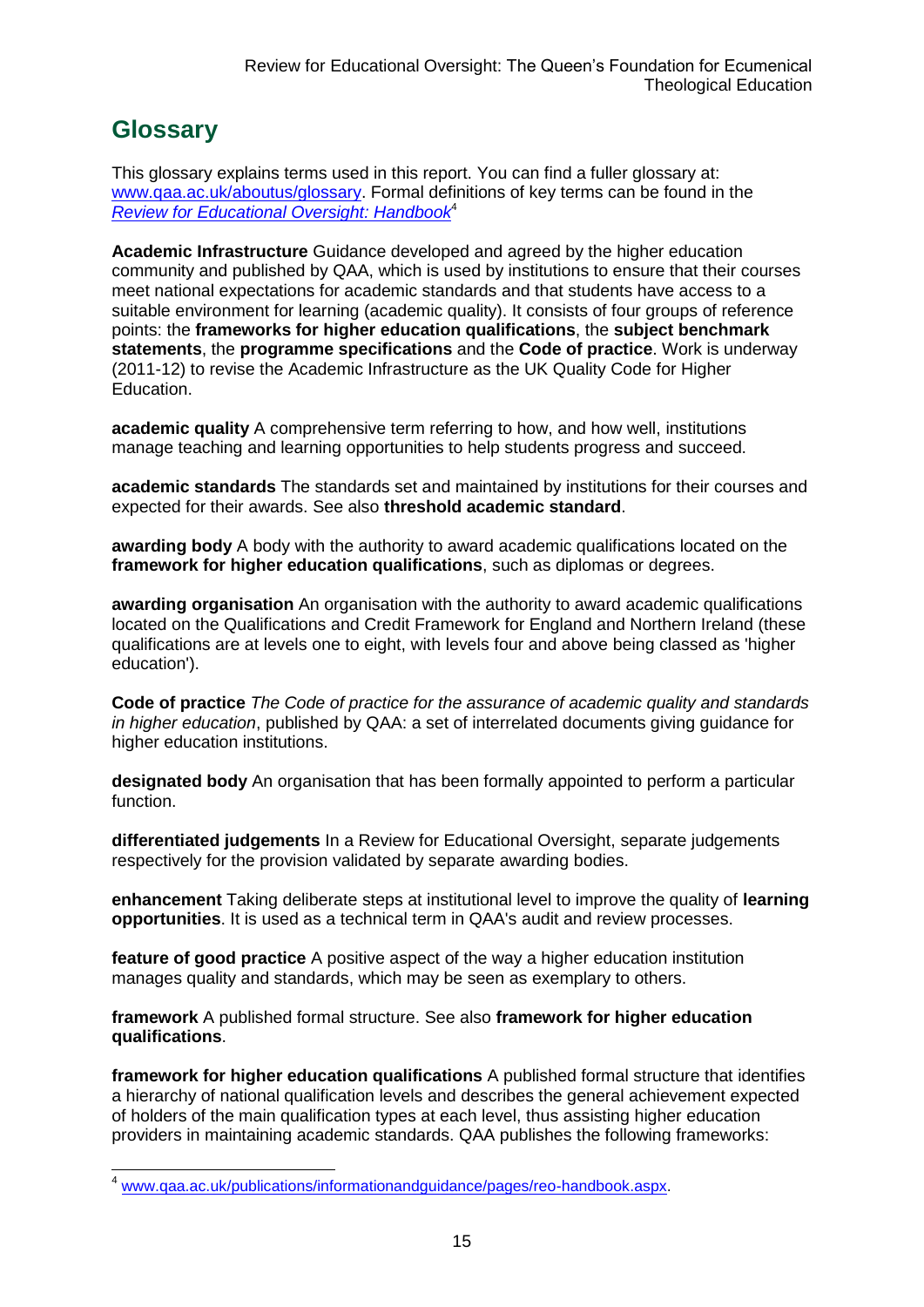## Glossary

This glossary explains terms used in this report. You can find a fuller glossary at: [www.qaa.ac.uk/aboutus/glossary](http://www.qaa.ac.uk/aboutus/glossary). Formal definitions of key terms can be found in the *Review for Educational Oversight: Handbook*[4]

**Academic Infrastructure** Guidance developed and agreed by the higher education community and published by QAA, which is used by institutions to ensure that their courses meet national expectations for academic standards and that students have access to a suitable environment for learning (academic quality). It consists of four groups of reference points: the **frameworks for higher education qualifications**, the **subject benchmark statements**, the **programme specifications** and the **Code of practice**. Work is underway (2011-12) to revise the Academic Infrastructure as the UK Quality Code for Higher Education.

**academic quality** A comprehensive term referring to how, and how well, institutions manage teaching and learning opportunities to help students progress and succeed.

**academic standards** The standards set and maintained by institutions for their courses and expected for their awards. See also **threshold academic standard**.

**awarding body** A body with the authority to award academic qualifications located on the **framework for higher education qualifications**, such as diplomas or degrees.

**awarding organisation** An organisation with the authority to award academic qualifications located on the Qualifications and Credit Framework for England and Northern Ireland (these qualifications are at levels one to eight, with levels four and above being classed as 'higher education').

**Code of practice** *The Code of practice for the assurance of academic quality and standards in higher education*, published by QAA: a set of interrelated documents giving guidance for higher education institutions.

**designated body** An organisation that has been formally appointed to perform a particular function.

**differentiated judgements** In a Review for Educational Oversight, separate judgements respectively for the provision validated by separate awarding bodies.

**enhancement** Taking deliberate steps at institutional level to improve the quality of **learning opportunities**. It is used as a technical term in QAA's audit and review processes.

**feature of good practice** A positive aspect of the way a higher education institution manages quality and standards, which may be seen as exemplary to others.

**framework** A published formal structure. See also **framework for higher education qualifications**.

**framework for higher education qualifications** A published formal structure that identifies a hierarchy of national qualification levels and describes the general achievement expected of holders of the main qualification types at each level, thus assisting higher education providers in maintaining academic standards. QAA publishes the following frameworks:

---

[4] [www.qaa.ac.uk/publications/informationandguidance/pages/reo-handbook.aspx](http://www.qaa.ac.uk/publications/informationandguidance/pages/reo-handbook.aspx).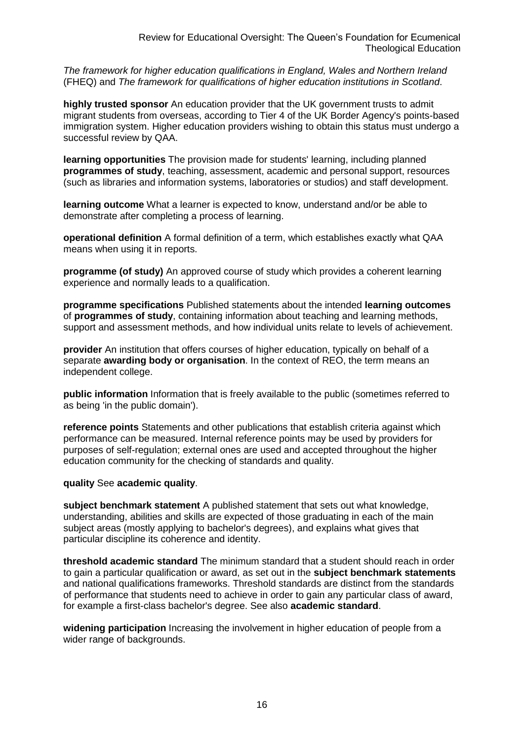*The framework for higher education qualifications in England, Wales and Northern Ireland* (FHEQ) and *The framework for qualifications of higher education institutions in Scotland*.

**highly trusted sponsor** An education provider that the UK government trusts to admit migrant students from overseas, according to Tier 4 of the UK Border Agency's points-based immigration system. Higher education providers wishing to obtain this status must undergo a successful review by QAA.

**learning opportunities** The provision made for students' learning, including planned **programmes of study**, teaching, assessment, academic and personal support, resources (such as libraries and information systems, laboratories or studios) and staff development.

**learning outcome** What a learner is expected to know, understand and/or be able to demonstrate after completing a process of learning.

**operational definition** A formal definition of a term, which establishes exactly what QAA means when using it in reports.

**programme (of study)** An approved course of study which provides a coherent learning experience and normally leads to a qualification.

**programme specifications** Published statements about the intended **learning outcomes** of **programmes of study**, containing information about teaching and learning methods, support and assessment methods, and how individual units relate to levels of achievement.

**provider** An institution that offers courses of higher education, typically on behalf of a separate **awarding body or organisation**. In the context of REO, the term means an independent college.

**public information** Information that is freely available to the public (sometimes referred to as being 'in the public domain').

**reference points** Statements and other publications that establish criteria against which performance can be measured. Internal reference points may be used by providers for purposes of self-regulation; external ones are used and accepted throughout the higher education community for the checking of standards and quality.

**quality** See **academic quality**.

**subject benchmark statement** A published statement that sets out what knowledge, understanding, abilities and skills are expected of those graduating in each of the main subject areas (mostly applying to bachelor's degrees), and explains what gives that particular discipline its coherence and identity.

**threshold academic standard** The minimum standard that a student should reach in order to gain a particular qualification or award, as set out in the **subject benchmark statements** and national qualifications frameworks. Threshold standards are distinct from the standards of performance that students need to achieve in order to gain any particular class of award, for example a first-class bachelor's degree. See also **academic standard**.

**widening participation** Increasing the involvement in higher education of people from a wider range of backgrounds.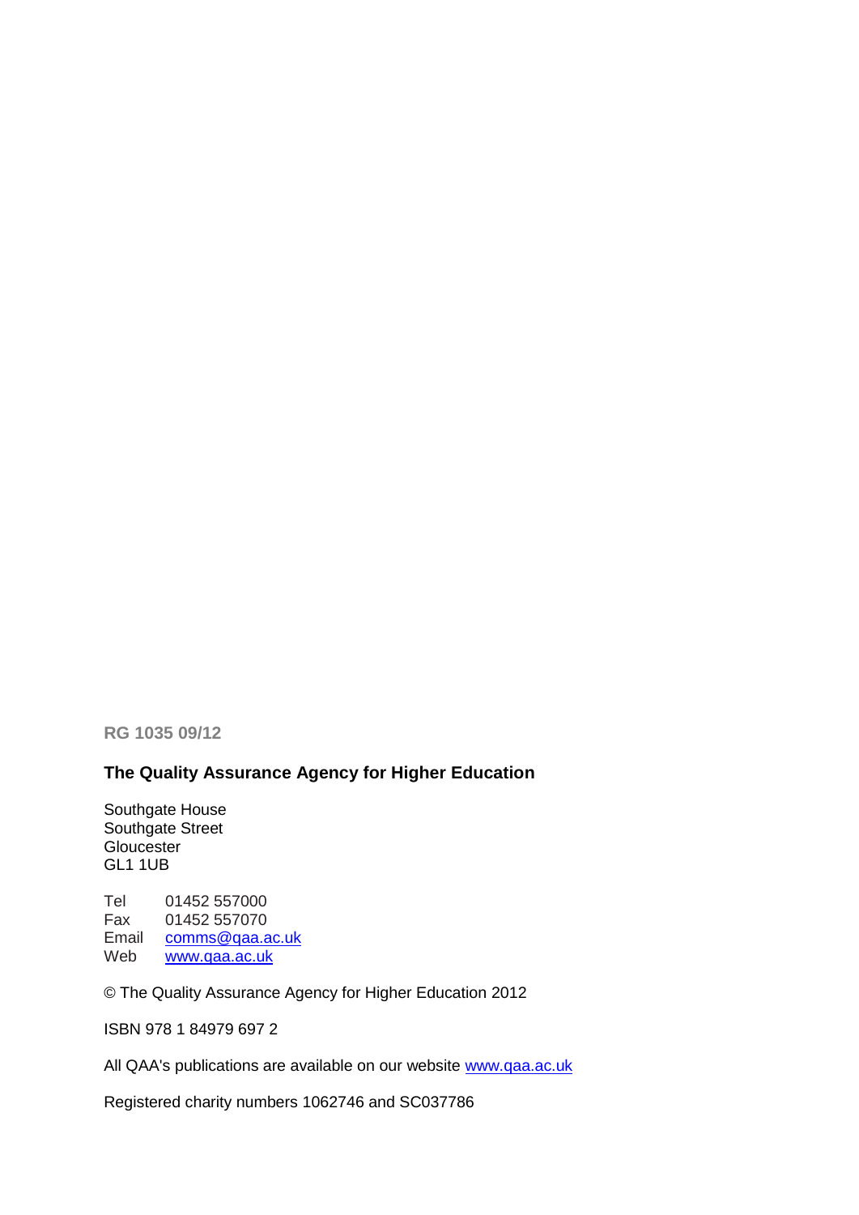**RG 1035 09/12**

**The Quality Assurance Agency for Higher Education**

Southgate House
Southgate Street
Gloucester
GL1 1UB

| | |
|---|---|
| Tel | 01452 557000 |
| Fax | 01452 557070 |
| Email | comms@qaa.ac.uk |
| Web | www.qaa.ac.uk |

© The Quality Assurance Agency for Higher Education 2012

ISBN 978 1 84979 697 2

All QAA's publications are available on our website www.qaa.ac.uk

Registered charity numbers 1062746 and SC037786